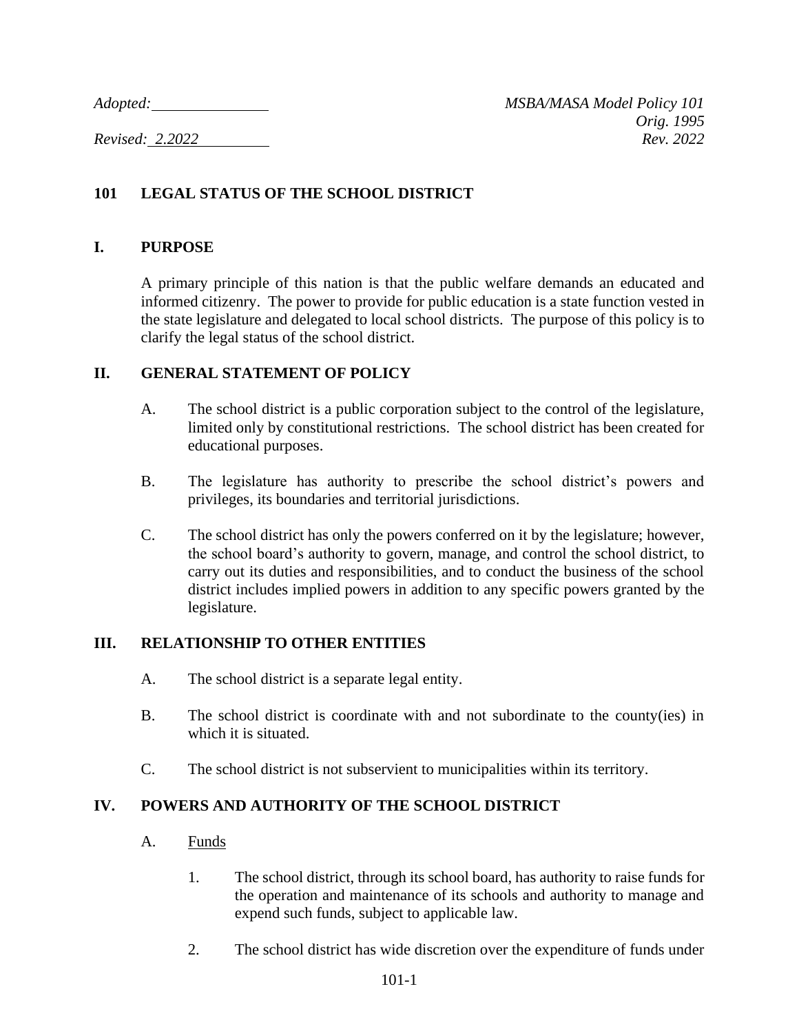*Adopted:* \_\_\_\_\_\_\_\_\_\_\_\_\_\_ *MSBA/MASA Model Policy 101*
*Orig. 1995*
*Revised: 2.2022* *Rev. 2022*

# 101 LEGAL STATUS OF THE SCHOOL DISTRICT

## I. PURPOSE

A primary principle of this nation is that the public welfare demands an educated and informed citizenry. The power to provide for public education is a state function vested in the state legislature and delegated to local school districts. The purpose of this policy is to clarify the legal status of the school district.

## II. GENERAL STATEMENT OF POLICY

A. The school district is a public corporation subject to the control of the legislature, limited only by constitutional restrictions. The school district has been created for educational purposes.

B. The legislature has authority to prescribe the school district's powers and privileges, its boundaries and territorial jurisdictions.

C. The school district has only the powers conferred on it by the legislature; however, the school board's authority to govern, manage, and control the school district, to carry out its duties and responsibilities, and to conduct the business of the school district includes implied powers in addition to any specific powers granted by the legislature.

## III. RELATIONSHIP TO OTHER ENTITIES

A. The school district is a separate legal entity.

B. The school district is coordinate with and not subordinate to the county(ies) in which it is situated.

C. The school district is not subservient to municipalities within its territory.

## IV. POWERS AND AUTHORITY OF THE SCHOOL DISTRICT

A. Funds

1. The school district, through its school board, has authority to raise funds for the operation and maintenance of its schools and authority to manage and expend such funds, subject to applicable law.

2. The school district has wide discretion over the expenditure of funds under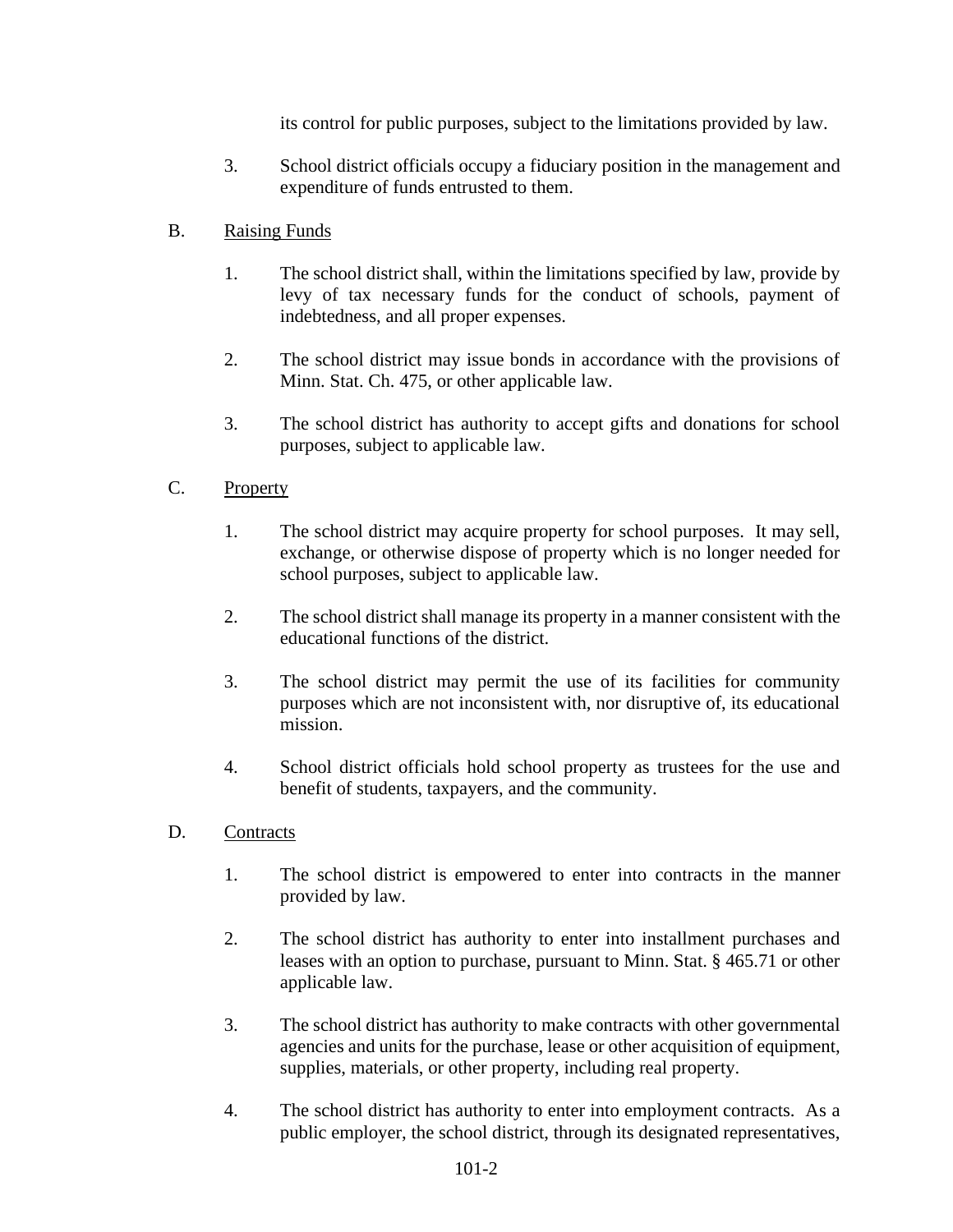its control for public purposes, subject to the limitations provided by law.

3. School district officials occupy a fiduciary position in the management and expenditure of funds entrusted to them.

B. Raising Funds

1. The school district shall, within the limitations specified by law, provide by levy of tax necessary funds for the conduct of schools, payment of indebtedness, and all proper expenses.

2. The school district may issue bonds in accordance with the provisions of Minn. Stat. Ch. 475, or other applicable law.

3. The school district has authority to accept gifts and donations for school purposes, subject to applicable law.

C. Property

1. The school district may acquire property for school purposes. It may sell, exchange, or otherwise dispose of property which is no longer needed for school purposes, subject to applicable law.

2. The school district shall manage its property in a manner consistent with the educational functions of the district.

3. The school district may permit the use of its facilities for community purposes which are not inconsistent with, nor disruptive of, its educational mission.

4. School district officials hold school property as trustees for the use and benefit of students, taxpayers, and the community.

D. Contracts

1. The school district is empowered to enter into contracts in the manner provided by law.

2. The school district has authority to enter into installment purchases and leases with an option to purchase, pursuant to Minn. Stat. § 465.71 or other applicable law.

3. The school district has authority to make contracts with other governmental agencies and units for the purchase, lease or other acquisition of equipment, supplies, materials, or other property, including real property.

4. The school district has authority to enter into employment contracts. As a public employer, the school district, through its designated representatives,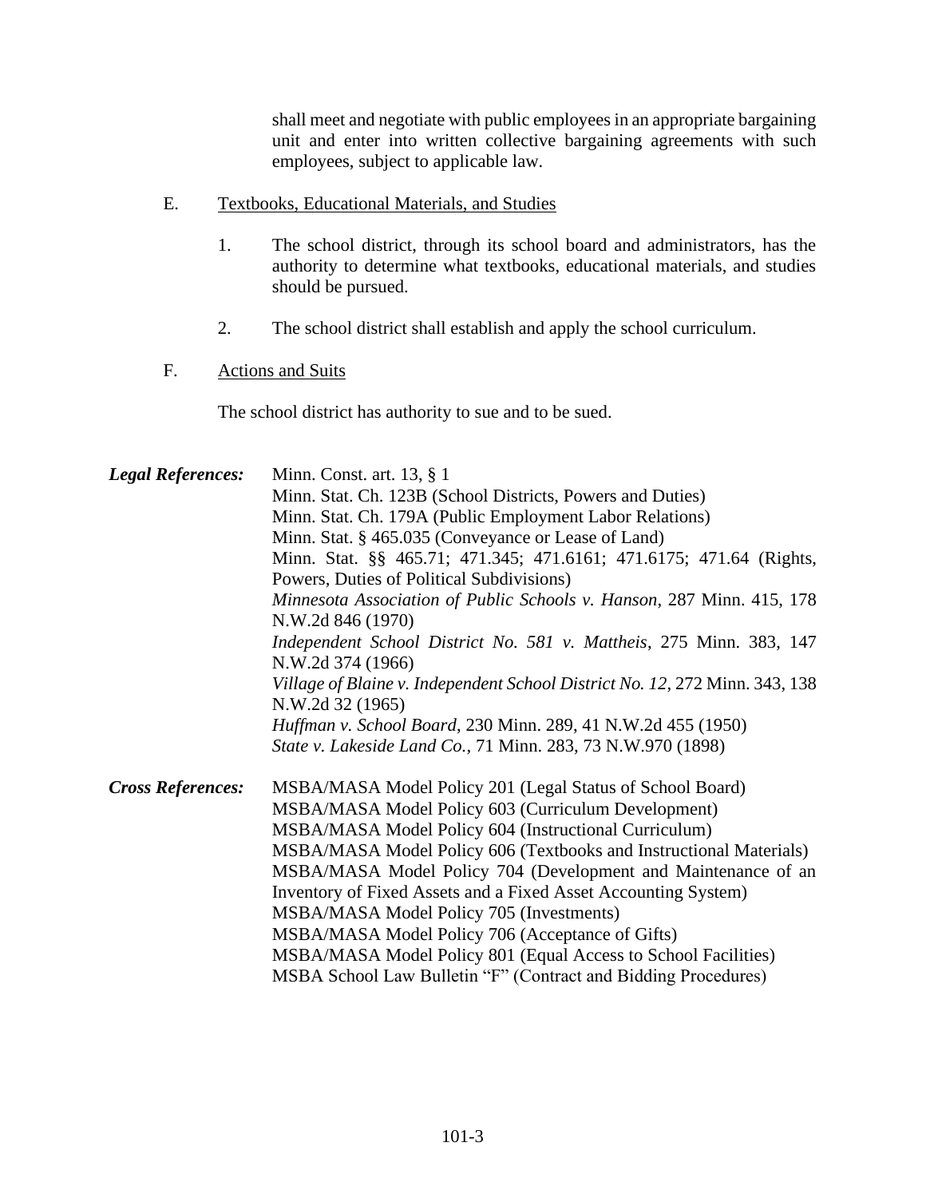shall meet and negotiate with public employees in an appropriate bargaining unit and enter into written collective bargaining agreements with such employees, subject to applicable law.

E. Textbooks, Educational Materials, and Studies

1. The school district, through its school board and administrators, has the authority to determine what textbooks, educational materials, and studies should be pursued.

2. The school district shall establish and apply the school curriculum.

F. Actions and Suits

The school district has authority to sue and to be sued.

***Legal References:***

Minn. Const. art. 13, § 1
Minn. Stat. Ch. 123B (School Districts, Powers and Duties)
Minn. Stat. Ch. 179A (Public Employment Labor Relations)
Minn. Stat. § 465.035 (Conveyance or Lease of Land)
Minn. Stat. §§ 465.71; 471.345; 471.6161; 471.6175; 471.64 (Rights, Powers, Duties of Political Subdivisions)
*Minnesota Association of Public Schools v. Hanson*, 287 Minn. 415, 178 N.W.2d 846 (1970)
*Independent School District No. 581 v. Mattheis*, 275 Minn. 383, 147 N.W.2d 374 (1966)
*Village of Blaine v. Independent School District No. 12*, 272 Minn. 343, 138 N.W.2d 32 (1965)
*Huffman v. School Board*, 230 Minn. 289, 41 N.W.2d 455 (1950)
*State v. Lakeside Land Co.*, 71 Minn. 283, 73 N.W.970 (1898)

***Cross References:***

MSBA/MASA Model Policy 201 (Legal Status of School Board)
MSBA/MASA Model Policy 603 (Curriculum Development)
MSBA/MASA Model Policy 604 (Instructional Curriculum)
MSBA/MASA Model Policy 606 (Textbooks and Instructional Materials)
MSBA/MASA Model Policy 704 (Development and Maintenance of an Inventory of Fixed Assets and a Fixed Asset Accounting System)
MSBA/MASA Model Policy 705 (Investments)
MSBA/MASA Model Policy 706 (Acceptance of Gifts)
MSBA/MASA Model Policy 801 (Equal Access to School Facilities)
MSBA School Law Bulletin "F" (Contract and Bidding Procedures)